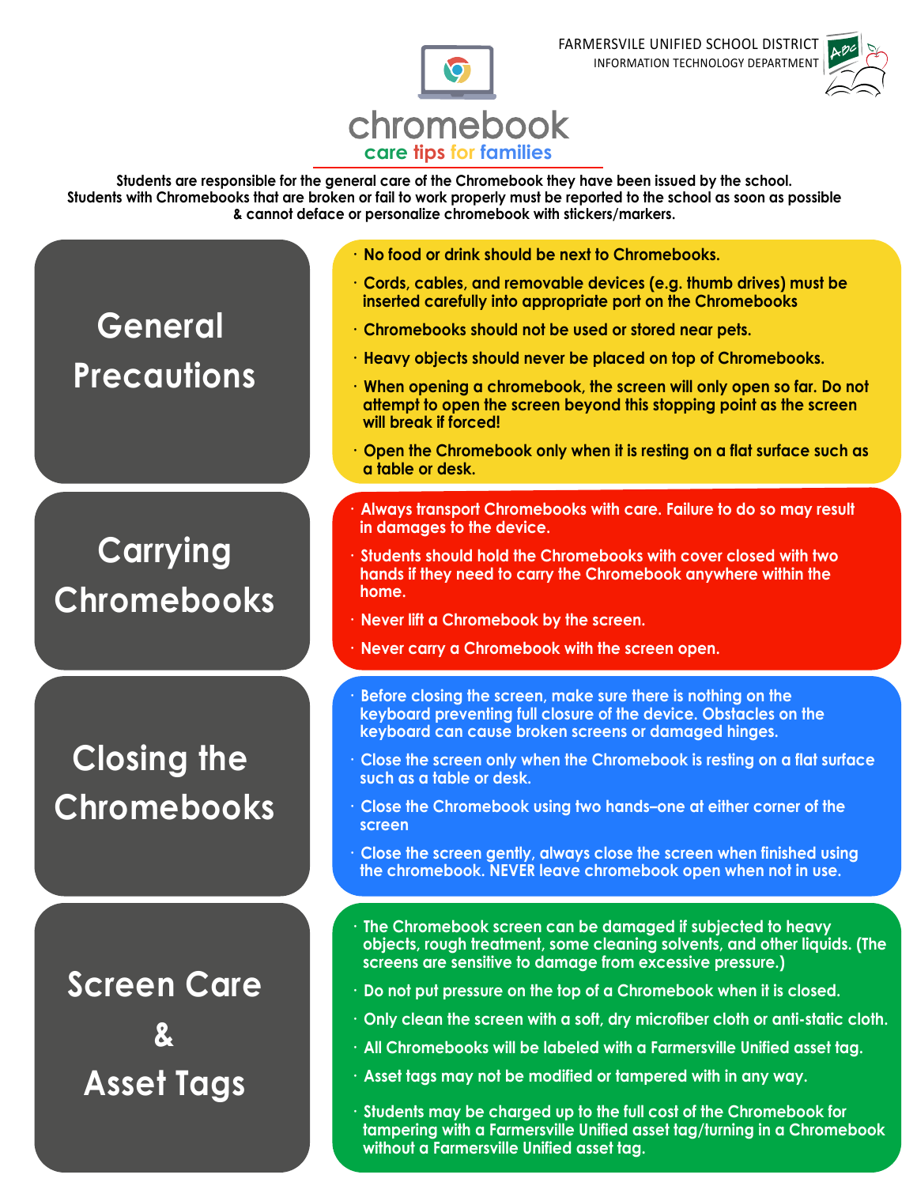FARMERSVILE UNIFIED SCHOOL DISTRICT
INFORMATION TECHNOLOGY DEPARTMENT

# chromebook

**care tips for families**

**Students are responsible for the general care of the Chromebook they have been issued by the school. Students with Chromebooks that are broken or fail to work properly must be reported to the school as soon as possible & cannot deface or personalize chromebook with stickers/markers.**

## General Precautions

- No food or drink should be next to Chromebooks.
- Cords, cables, and removable devices (e.g. thumb drives) must be inserted carefully into appropriate port on the Chromebooks
- Chromebooks should not be used or stored near pets.
- Heavy objects should never be placed on top of Chromebooks.
- When opening a chromebook, the screen will only open so far. Do not attempt to open the screen beyond this stopping point as the screen will break if forced!
- Open the Chromebook only when it is resting on a flat surface such as a table or desk.

## Carrying Chromebooks

- Always transport Chromebooks with care. Failure to do so may result in damages to the device.
- Students should hold the Chromebooks with cover closed with two hands if they need to carry the Chromebook anywhere within the home.
- Never lift a Chromebook by the screen.
- Never carry a Chromebook with the screen open.

## Closing the Chromebooks

- Before closing the screen, make sure there is nothing on the keyboard preventing full closure of the device. Obstacles on the keyboard can cause broken screens or damaged hinges.
- Close the screen only when the Chromebook is resting on a flat surface such as a table or desk.
- Close the Chromebook using two hands–one at either corner of the screen
- Close the screen gently, always close the screen when finished using the chromebook. NEVER leave chromebook open when not in use.

## Screen Care & Asset Tags

- The Chromebook screen can be damaged if subjected to heavy objects, rough treatment, some cleaning solvents, and other liquids. (The screens are sensitive to damage from excessive pressure.)
- Do not put pressure on the top of a Chromebook when it is closed.
- Only clean the screen with a soft, dry microfiber cloth or anti-static cloth.
- All Chromebooks will be labeled with a Farmersville Unified asset tag.
- Asset tags may not be modified or tampered with in any way.
- Students may be charged up to the full cost of the Chromebook for tampering with a Farmersville Unified asset tag/turning in a Chromebook without a Farmersville Unified asset tag.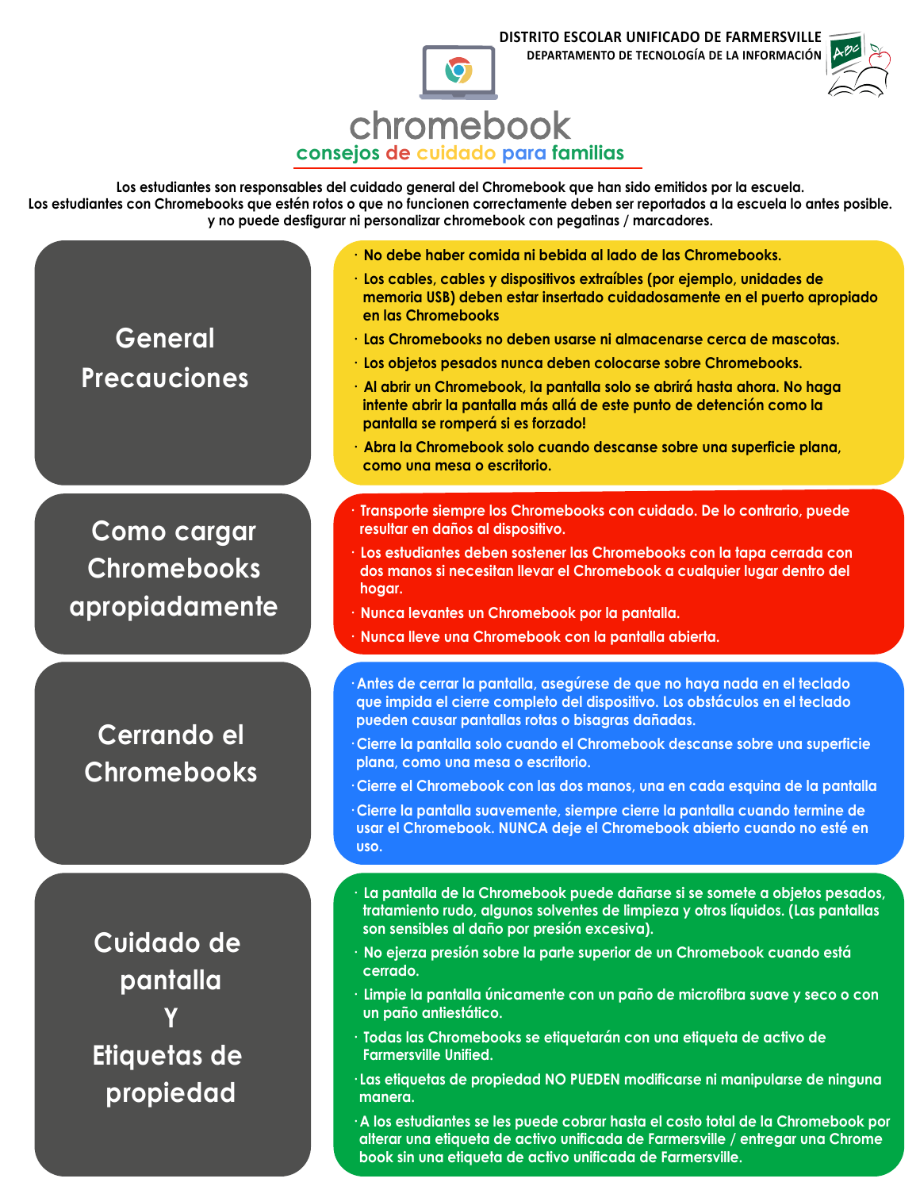DISTRITO ESCOLAR UNIFICADO DE FARMERSVILLE
DEPARTAMENTO DE TECNOLOGÍA DE LA INFORMACIÓN

# chromebook

## consejos de cuidado para familias

**Los estudiantes son responsables del cuidado general del Chromebook que han sido emitidos por la escuela.
Los estudiantes con Chromebooks que estén rotos o que no funcionen correctamente deben ser reportados a la escuela lo antes posible.
y no puede desfigurar ni personalizar chromebook con pegatinas / marcadores.**

### General Precauciones

- No debe haber comida ni bebida al lado de las Chromebooks.
- Los cables, cables y dispositivos extraíbles (por ejemplo, unidades de memoria USB) deben estar insertado cuidadosamente en el puerto apropiado en las Chromebooks
- Las Chromebooks no deben usarse ni almacenarse cerca de mascotas.
- Los objetos pesados nunca deben colocarse sobre Chromebooks.
- Al abrir un Chromebook, la pantalla solo se abrirá hasta ahora. No haga intente abrir la pantalla más allá de este punto de detención como la pantalla se romperá si es forzado!
- Abra la Chromebook solo cuando descanse sobre una superficie plana, como una mesa o escritorio.

### Como cargar Chromebooks apropiadamente

- Transporte siempre los Chromebooks con cuidado. De lo contrario, puede resultar en daños al dispositivo.
- Los estudiantes deben sostener las Chromebooks con la tapa cerrada con dos manos si necesitan llevar el Chromebook a cualquier lugar dentro del hogar.
- Nunca levantes un Chromebook por la pantalla.
- Nunca lleve una Chromebook con la pantalla abierta.

### Cerrando el Chromebooks

- Antes de cerrar la pantalla, asegúrese de que no haya nada en el teclado que impida el cierre completo del dispositivo. Los obstáculos en el teclado pueden causar pantallas rotas o bisagras dañadas.
- Cierre la pantalla solo cuando el Chromebook descanse sobre una superficie plana, como una mesa o escritorio.
- Cierre el Chromebook con las dos manos, una en cada esquina de la pantalla
- Cierre la pantalla suavemente, siempre cierre la pantalla cuando termine de usar el Chromebook. NUNCA deje el Chromebook abierto cuando no esté en uso.

### Cuidado de pantalla Y Etiquetas de propiedad

- La pantalla de la Chromebook puede dañarse si se somete a objetos pesados, tratamiento rudo, algunos solventes de limpieza y otros líquidos. (Las pantallas son sensibles al daño por presión excesiva).
- No ejerza presión sobre la parte superior de un Chromebook cuando está cerrado.
- Limpie la pantalla únicamente con un paño de microfibra suave y seco o con un paño antiestático.
- Todas las Chromebooks se etiquetarán con una etiqueta de activo de Farmersville Unified.
- Las etiquetas de propiedad NO PUEDEN modificarse ni manipularse de ninguna manera.
- A los estudiantes se les puede cobrar hasta el costo total de la Chromebook por alterar una etiqueta de activo unificada de Farmersville / entregar una Chrome book sin una etiqueta de activo unificada de Farmersville.